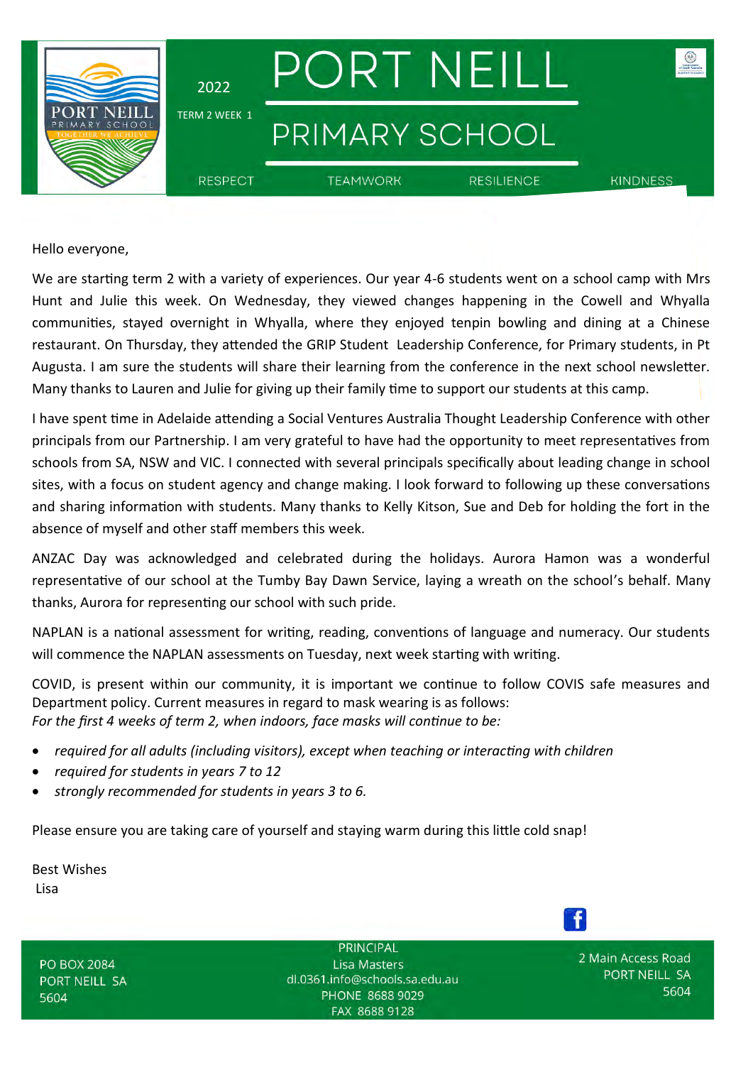# PORT NEILL PRIMARY SCHOOL

2022

TERM 2 WEEK 1

RESPECT TEAMWORK RESILIENCE KINDNESS

Hello everyone,

We are starting term 2 with a variety of experiences. Our year 4-6 students went on a school camp with Mrs Hunt and Julie this week. On Wednesday, they viewed changes happening in the Cowell and Whyalla communities, stayed overnight in Whyalla, where they enjoyed tenpin bowling and dining at a Chinese restaurant. On Thursday, they attended the GRIP Student Leadership Conference, for Primary students, in Pt Augusta. I am sure the students will share their learning from the conference in the next school newsletter. Many thanks to Lauren and Julie for giving up their family time to support our students at this camp.

I have spent time in Adelaide attending a Social Ventures Australia Thought Leadership Conference with other principals from our Partnership. I am very grateful to have had the opportunity to meet representatives from schools from SA, NSW and VIC. I connected with several principals specifically about leading change in school sites, with a focus on student agency and change making. I look forward to following up these conversations and sharing information with students. Many thanks to Kelly Kitson, Sue and Deb for holding the fort in the absence of myself and other staff members this week.

ANZAC Day was acknowledged and celebrated during the holidays. Aurora Hamon was a wonderful representative of our school at the Tumby Bay Dawn Service, laying a wreath on the school's behalf. Many thanks, Aurora for representing our school with such pride.

NAPLAN is a national assessment for writing, reading, conventions of language and numeracy. Our students will commence the NAPLAN assessments on Tuesday, next week starting with writing.

COVID, is present within our community, it is important we continue to follow COVIS safe measures and Department policy. Current measures in regard to mask wearing is as follows:
*For the first 4 weeks of term 2, when indoors, face masks will continue to be:*

- *required for all adults (including visitors), except when teaching or interacting with children*
- *required for students in years 7 to 12*
- *strongly recommended for students in years 3 to 6.*

Please ensure you are taking care of yourself and staying warm during this little cold snap!

Best Wishes
Lisa

PO BOX 2084
PORT NEILL SA
5604

PRINCIPAL
Lisa Masters
dl.0361.info@schools.sa.edu.au
PHONE 8688 9029
FAX 8688 9128

2 Main Access Road
PORT NEILL SA
5604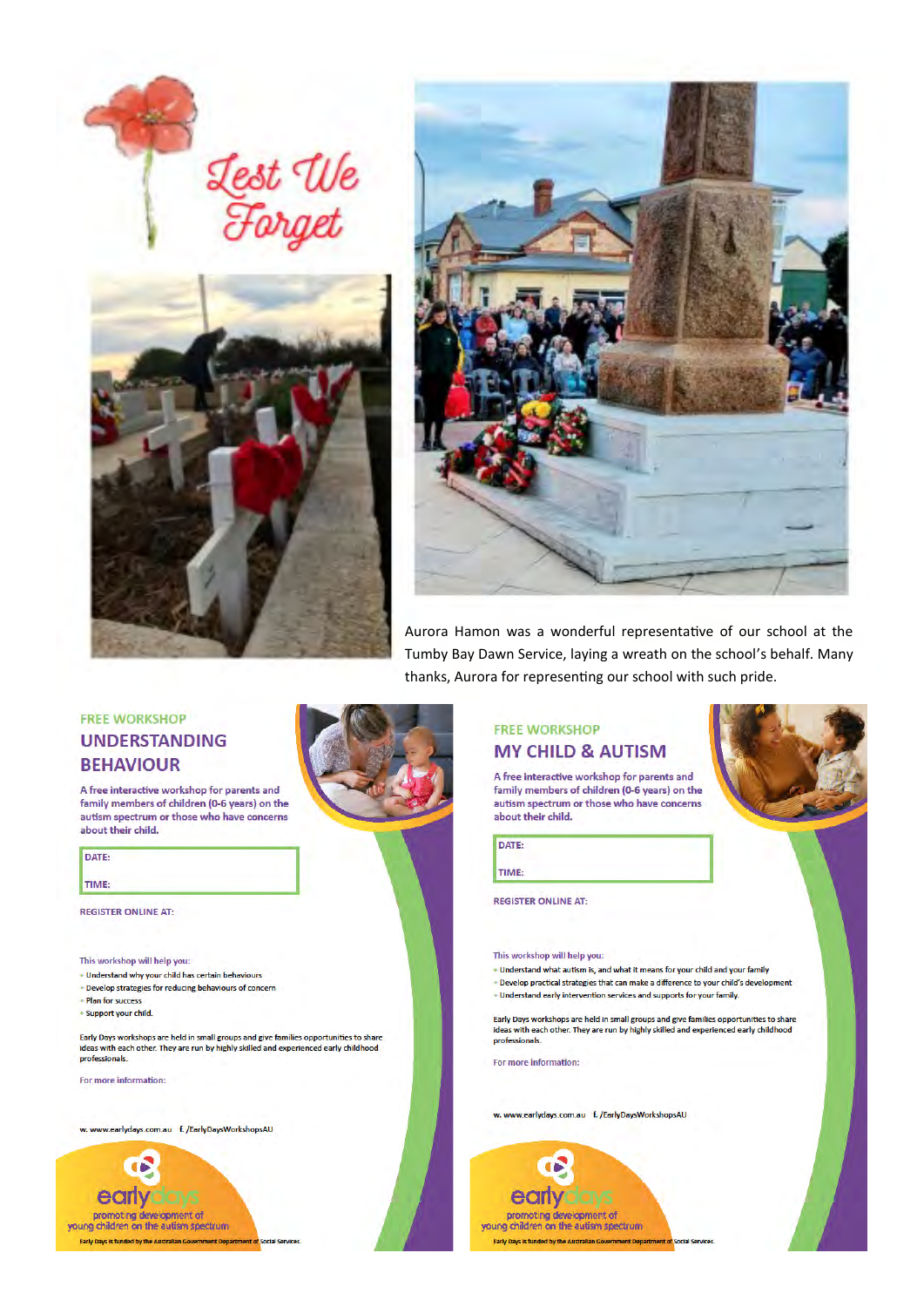Lest We Forget

Aurora Hamon was a wonderful representative of our school at the Tumby Bay Dawn Service, laying a wreath on the school's behalf. Many thanks, Aurora for representing our school with such pride.

FREE WORKSHOP

## UNDERSTANDING BEHAVIOUR

**A free interactive workshop for parents and family members of children (0-6 years) on the autism spectrum or those who have concerns about their child.**

DATE:

TIME:

REGISTER ONLINE AT:

This workshop will help you:

- Understand why your child has certain behaviours
- Develop strategies for reducing behaviours of concern
- Plan for success
- Support your child.

Early Days workshops are held in small groups and give families opportunities to share ideas with each other. They are run by highly skilled and experienced early childhood professionals.

For more information:

w. www.earlydays.com.au f. /EarlyDaysWorkshopsAU

early days
promoting development of young children on the autism spectrum

Early Days is funded by the Australian Government Department of Social Services.

FREE WORKSHOP

## MY CHILD & AUTISM

**A free interactive workshop for parents and family members of children (0-6 years) on the autism spectrum or those who have concerns about their child.**

DATE:

TIME:

REGISTER ONLINE AT:

This workshop will help you:

- Understand what autism is, and what it means for your child and your family
- Develop practical strategies that can make a difference to your child's development
- Understand early intervention services and supports for your family.

Early Days workshops are held in small groups and give families opportunities to share ideas with each other. They are run by highly skilled and experienced early childhood professionals.

For more information:

w. www.earlydays.com.au f. /EarlyDaysWorkshopsAU

early days
promoting development of young children on the autism spectrum

Early Days is funded by the Australian Government Department of Social Services.